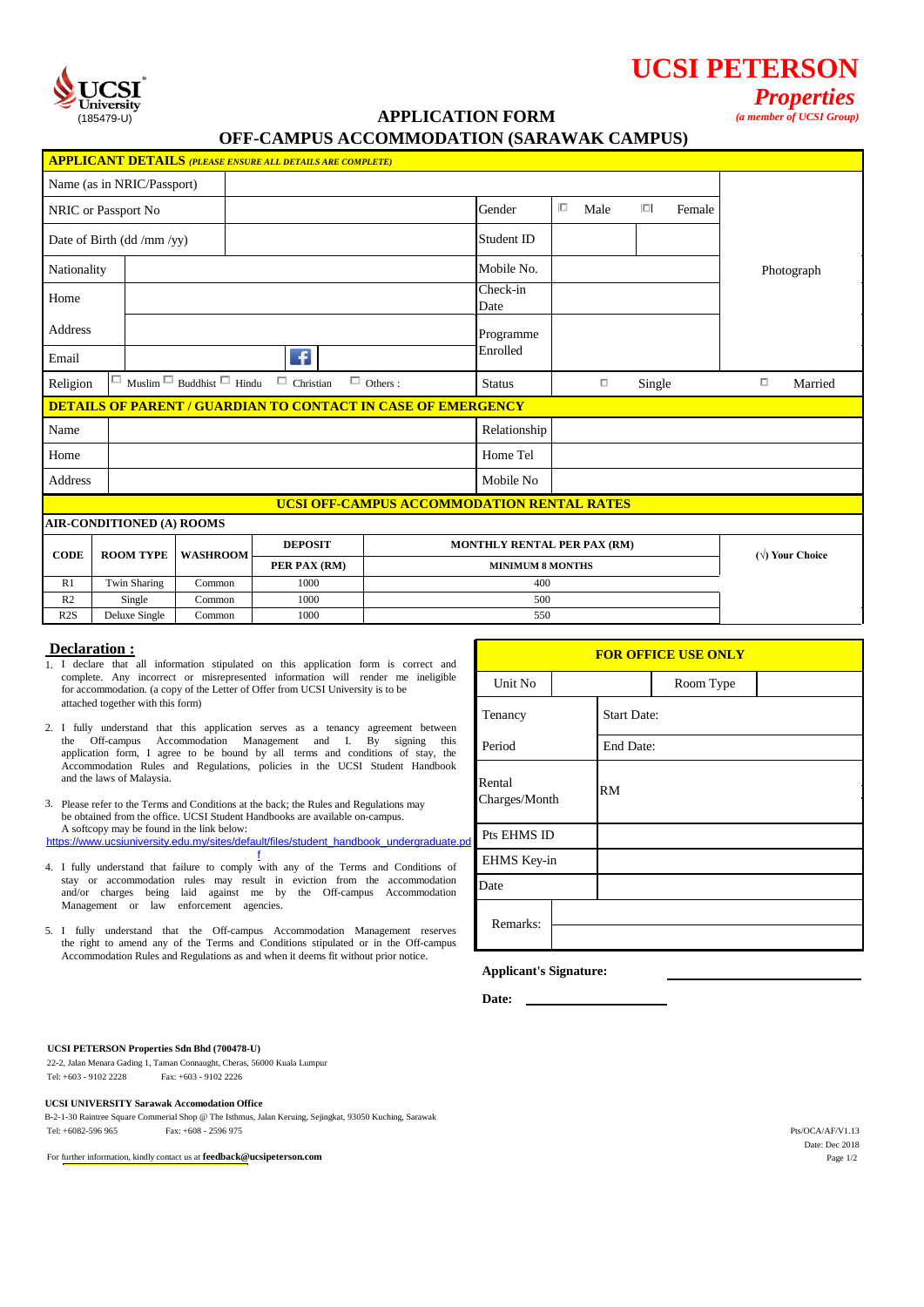UCSI University (185479-U)

# UCSI PETERSON *Properties*

*(a member of UCSI Group)*

## APPLICATION FORM
## OFF-CAMPUS ACCOMMODATION (SARAWAK CAMPUS)

| **APPLICANT DETAILS** *(PLEASE ENSURE ALL DETAILS ARE COMPLETE)* | | | | |
|---|---|---|---|---|
| Name (as in NRIC/Passport) | | | | Photograph |
| NRIC or Passport No | | Gender | ☐ Male ☐ Female | |
| Date of Birth (dd /mm /yy) | | Student ID | | |
| Nationality | | Mobile No. | | |
| Home Address | | Check-in Date | | |
| | | Programme Enrolled | | |
| Email | | | | |
| Religion | ☐ Muslim ☐ Buddhist ☐ Hindu ☐ Christian ☐ Others : | Status | ☐ Single | ☐ Married |

| **DETAILS OF PARENT / GUARDIAN TO CONTACT IN CASE OF EMERGENCY** | | | |
|---|---|---|---|
| Name | | Relationship | |
| Home Address | | Home Tel | |
| | | Mobile No | |

**UCSI OFF-CAMPUS ACCOMMODATION RENTAL RATES**

**AIR-CONDITIONED (A) ROOMS**

| CODE | ROOM TYPE | WASHROOM | DEPOSIT PER PAX (RM) | MONTHLY RENTAL PER PAX (RM) MINIMUM 8 MONTHS | (√) Your Choice |
|---|---|---|---|---|---|
| R1 | Twin Sharing | Common | 1000 | 400 | |
| R2 | Single | Common | 1000 | 500 | |
| R2S | Deluxe Single | Common | 1000 | 550 | |

## Declaration :

1. I declare that all information stipulated on this application form is correct and complete. Any incorrect or misrepresented information will render me ineligible for accommodation. (a copy of the Letter of Offer from UCSI University is to be attached together with this form)
2. I fully understand that this application serves as a tenancy agreement between the Off-campus Accommodation Management and I. By signing this application form, I agree to be bound by all terms and conditions of stay, the Accommodation Rules and Regulations, policies in the UCSI Student Handbook and the laws of Malaysia.
3. Please refer to the Terms and Conditions at the back; the Rules and Regulations may be obtained from the office. UCSI Student Handbooks are available on-campus. A softcopy may be found in the link below: https://www.ucsiuniversity.edu.my/sites/default/files/student_handbook_undergraduate.pdf
4. I fully understand that failure to comply with any of the Terms and Conditions of stay or accommodation rules may result in eviction from the accommodation and/or charges being laid against me by the Off-campus Accommodation Management or law enforcement agencies.
5. I fully understand that the Off-campus Accommodation Management reserves the right to amend any of the Terms and Conditions stipulated or in the Off-campus Accommodation Rules and Regulations as and when it deems fit without prior notice.

| **FOR OFFICE USE ONLY** | | | |
|---|---|---|---|
| Unit No | | Room Type | |
| Tenancy Period | Start Date: | | |
| | End Date: | | |
| Rental Charges/Month | RM | | |
| Pts EHMS ID | | | |
| EHMS Key-in | | | |
| Date | | | |
| Remarks: | | | |

**Applicant's Signature:** ____________________

**Date:** ____________________

**UCSI PETERSON Properties Sdn Bhd (700478-U)**
22-2, Jalan Menara Gading 1, Taman Connaught, Cheras, 56000 Kuala Lumpur
Tel: +603 - 9102 2228 Fax: +603 - 9102 2226

**UCSI UNIVERSITY Sarawak Accomodation Office**
B-2-1-30 Raintree Square Commerial Shop @ The Isthmus, Jalan Keruing, Sejingkat, 93050 Kuching, Sarawak
Tel: +6082-596 965 Fax: +608 - 2596 975

For further information, kindly contact us at **feedback@ucsipeterson.com**

Pts/OCA/AF/V1.13
Date: Dec 2018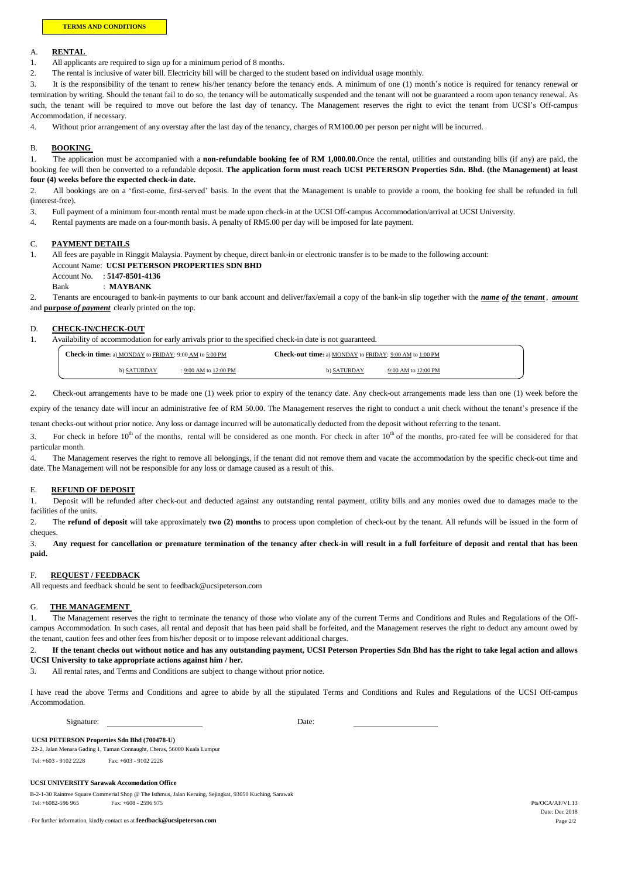**TERMS AND CONDITIONS**

## A. RENTAL

1. All applicants are required to sign up for a minimum period of 8 months.
2. The rental is inclusive of water bill. Electricity bill will be charged to the student based on individual usage monthly.
3. It is the responsibility of the tenant to renew his/her tenancy before the tenancy ends. A minimum of one (1) month's notice is required for tenancy renewal or termination by writing. Should the tenant fail to do so, the tenancy will be automatically suspended and the tenant will not be guaranteed a room upon tenancy renewal. As such, the tenant will be required to move out before the last day of tenancy. The Management reserves the right to evict the tenant from UCSI's Off-campus Accommodation, if necessary.
4. Without prior arrangement of any overstay after the last day of the tenancy, charges of RM100.00 per person per night will be incurred.

## B. BOOKING

1. The application must be accompanied with a **non-refundable booking fee of RM 1,000.00.** Once the rental, utilities and outstanding bills (if any) are paid, the booking fee will then be converted to a refundable deposit. **The application form must reach UCSI PETERSON Properties Sdn. Bhd. (the Management) at least four (4) weeks before the expected check-in date.**
2. All bookings are on a 'first-come, first-served' basis. In the event that the Management is unable to provide a room, the booking fee shall be refunded in full (interest-free).
3. Full payment of a minimum four-month rental must be made upon check-in at the UCSI Off-campus Accommodation/arrival at UCSI University.
4. Rental payments are made on a four-month basis. A penalty of RM5.00 per day will be imposed for late payment.

## C. PAYMENT DETAILS

1. All fees are payable in Ringgit Malaysia. Payment by cheque, direct bank-in or electronic transfer is to be made to the following account:
   Account Name: **UCSI PETERSON PROPERTIES SDN BHD**
   Account No. : **5147-8501-4136**
   Bank : **MAYBANK**
2. Tenants are encouraged to bank-in payments to our bank account and deliver/fax/email a copy of the bank-in slip together with the ***name of the tenant***, ***amount*** and **purpose *of payment*** clearly printed on the top.

## D. CHECK-IN/CHECK-OUT

1. Availability of accommodation for early arrivals prior to the specified check-in date is not guaranteed.

| | |
|---|---|
| **Check-in time:** a) MONDAY to FRIDAY: 9:00 AM to 5:00 PM | **Check-out time:** a) MONDAY to FRIDAY: 9:00 AM to 1:00 PM |
| b) SATURDAY : 9:00 AM to 12:00 PM | b) SATURDAY :9:00 AM to 12:00 PM |

2. Check-out arrangements have to be made one (1) week prior to expiry of the tenancy date. Any check-out arrangements made less than one (1) week before the expiry of the tenancy date will incur an administrative fee of RM 50.00. The Management reserves the right to conduct a unit check without the tenant's presence if the tenant checks-out without prior notice. Any loss or damage incurred will be automatically deducted from the deposit without referring to the tenant.
3. For check in before 10th of the months, rental will be considered as one month. For check in after 10th of the months, pro-rated fee will be considered for that particular month.
4. The Management reserves the right to remove all belongings, if the tenant did not remove them and vacate the accommodation by the specific check-out time and date. The Management will not be responsible for any loss or damage caused as a result of this.

## E. REFUND OF DEPOSIT

1. Deposit will be refunded after check-out and deducted against any outstanding rental payment, utility bills and any monies owed due to damages made to the facilities of the units.
2. The **refund of deposit** will take approximately **two (2) months** to process upon completion of check-out by the tenant. All refunds will be issued in the form of cheques.
3. **Any request for cancellation or premature termination of the tenancy after check-in will result in a full forfeiture of deposit and rental that has been paid.**

## F. REQUEST / FEEDBACK

All requests and feedback should be sent to feedback@ucsipeterson.com

## G. THE MANAGEMENT

1. The Management reserves the right to terminate the tenancy of those who violate any of the current Terms and Conditions and Rules and Regulations of the Off-campus Accommodation. In such cases, all rental and deposit that has been paid shall be forfeited, and the Management reserves the right to deduct any amount owed by the tenant, caution fees and other fees from his/her deposit or to impose relevant additional charges.
2. **If the tenant checks out without notice and has any outstanding payment, UCSI Peterson Properties Sdn Bhd has the right to take legal action and allows UCSI University to take appropriate actions against him / her.**
3. All rental rates, and Terms and Conditions are subject to change without prior notice.

I have read the above Terms and Conditions and agree to abide by all the stipulated Terms and Conditions and Rules and Regulations of the UCSI Off-campus Accommodation.

Signature: ____________________ Date: ____________________

**UCSI PETERSON Properties Sdn Bhd (700478-U)**
22-2, Jalan Menara Gading 1, Taman Connaught, Cheras, 56000 Kuala Lumpur
Tel: +603 - 9102 2228 Fax: +603 - 9102 2226

**UCSI UNIVERSITY Sarawak Accomodation Office**
B-2-1-30 Raintree Square Commerial Shop @ The Isthmus, Jalan Keruing, Sejingkat, 93050 Kuching, Sarawak
Tel: +6082-596 965 Fax: +608 - 2596 975

Pts/OCA/AF/V1.13
Date: Dec 2018

For further information, kindly contact us at **feedback@ucsipeterson.com**